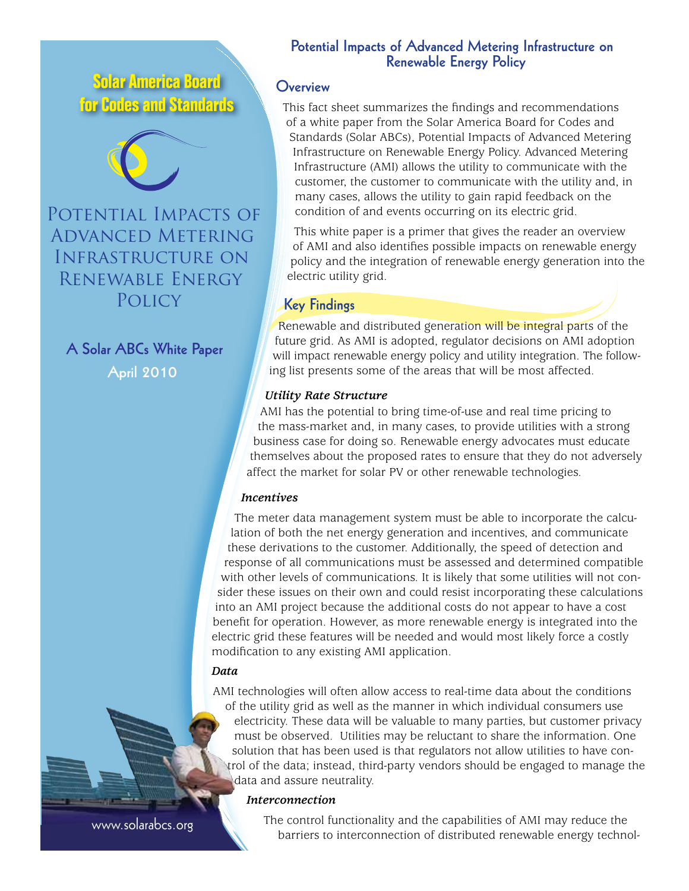# Solar America Board for Codes and Standards

# Potential Impacts of Advanced Metering Infrastructure on Renewable Energy Policy

**A Solar ABCs White Paper**

**April 2010**

www.solarabcs.org

## Potential Impacts of Advanced Metering Infrastructure on Renewable Energy Policy

### Overview

This fact sheet summarizes the findings and recommendations of a white paper from the Solar America Board for Codes and Standards (Solar ABCs), Potential Impacts of Advanced Metering Infrastructure on Renewable Energy Policy. Advanced Metering Infrastructure (AMI) allows the utility to communicate with the customer, the customer to communicate with the utility and, in many cases, allows the utility to gain rapid feedback on the condition of and events occurring on its electric grid.

This white paper is a primer that gives the reader an overview of AMI and also identifies possible impacts on renewable energy policy and the integration of renewable energy generation into the electric utility grid.

### Key Findings

Renewable and distributed generation will be integral parts of the future grid. As AMI is adopted, regulator decisions on AMI adoption will impact renewable energy policy and utility integration. The following list presents some of the areas that will be most affected.

***Utility Rate Structure***

AMI has the potential to bring time-of-use and real time pricing to the mass-market and, in many cases, to provide utilities with a strong business case for doing so. Renewable energy advocates must educate themselves about the proposed rates to ensure that they do not adversely affect the market for solar PV or other renewable technologies.

***Incentives***

The meter data management system must be able to incorporate the calculation of both the net energy generation and incentives, and communicate these derivations to the customer. Additionally, the speed of detection and response of all communications must be assessed and determined compatible with other levels of communications. It is likely that some utilities will not consider these issues on their own and could resist incorporating these calculations into an AMI project because the additional costs do not appear to have a cost benefit for operation. However, as more renewable energy is integrated into the electric grid these features will be needed and would most likely force a costly modification to any existing AMI application.

***Data***

AMI technologies will often allow access to real-time data about the conditions of the utility grid as well as the manner in which individual consumers use electricity. These data will be valuable to many parties, but customer privacy must be observed. Utilities may be reluctant to share the information. One solution that has been used is that regulators not allow utilities to have control of the data; instead, third-party vendors should be engaged to manage the data and assure neutrality.

***Interconnection***

The control functionality and the capabilities of AMI may reduce the barriers to interconnection of distributed renewable energy technol-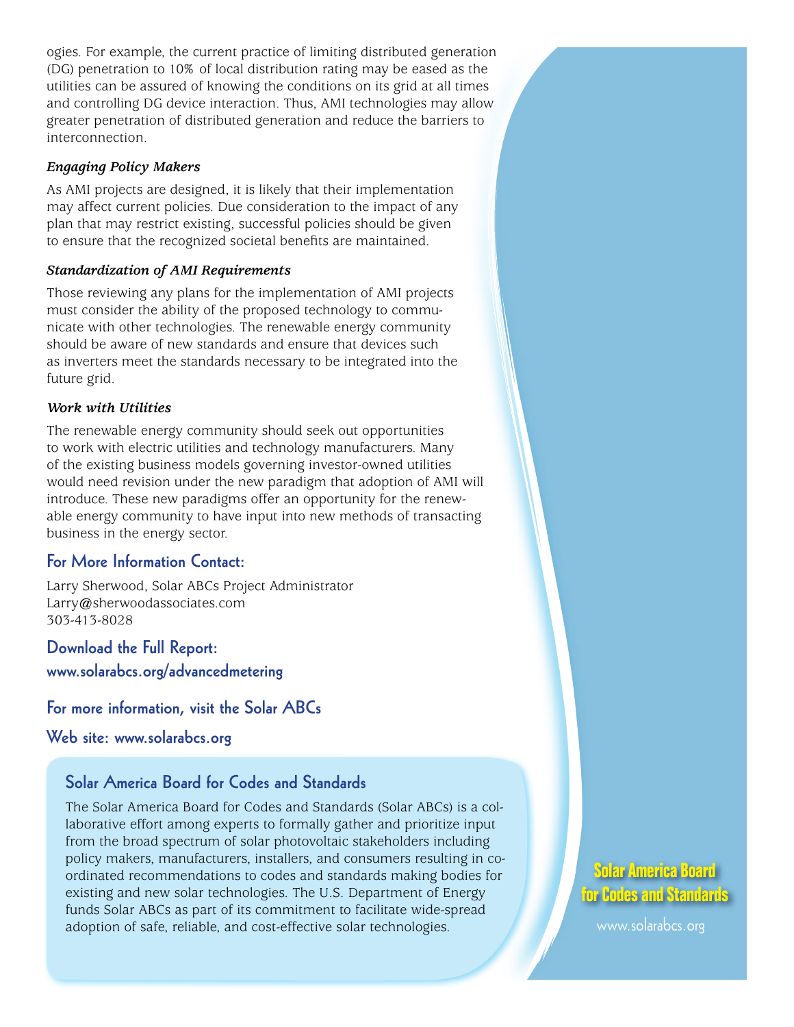ogies. For example, the current practice of limiting distributed generation (DG) penetration to 10% of local distribution rating may be eased as the utilities can be assured of knowing the conditions on its grid at all times and controlling DG device interaction. Thus, AMI technologies may allow greater penetration of distributed generation and reduce the barriers to interconnection.

### *Engaging Policy Makers*

As AMI projects are designed, it is likely that their implementation may affect current policies. Due consideration to the impact of any plan that may restrict existing, successful policies should be given to ensure that the recognized societal benefits are maintained.

### *Standardization of AMI Requirements*

Those reviewing any plans for the implementation of AMI projects must consider the ability of the proposed technology to communicate with other technologies. The renewable energy community should be aware of new standards and ensure that devices such as inverters meet the standards necessary to be integrated into the future grid.

### *Work with Utilities*

The renewable energy community should seek out opportunities to work with electric utilities and technology manufacturers. Many of the existing business models governing investor-owned utilities would need revision under the new paradigm that adoption of AMI will introduce. These new paradigms offer an opportunity for the renewable energy community to have input into new methods of transacting business in the energy sector.

## For More Information Contact:

Larry Sherwood, Solar ABCs Project Administrator
Larry@sherwoodassociates.com
303-413-8028

## Download the Full Report:

**www.solarabcs.org/advancedmetering**

## For more information, visit the Solar ABCs Web site: www.solarabcs.org

## Solar America Board for Codes and Standards

The Solar America Board for Codes and Standards (Solar ABCs) is a collaborative effort among experts to formally gather and prioritize input from the broad spectrum of solar photovoltaic stakeholders including policy makers, manufacturers, installers, and consumers resulting in coordinated recommendations to codes and standards making bodies for existing and new solar technologies. The U.S. Department of Energy funds Solar ABCs as part of its commitment to facilitate wide-spread adoption of safe, reliable, and cost-effective solar technologies.

**Solar America Board for Codes and Standards**

www.solarabcs.org